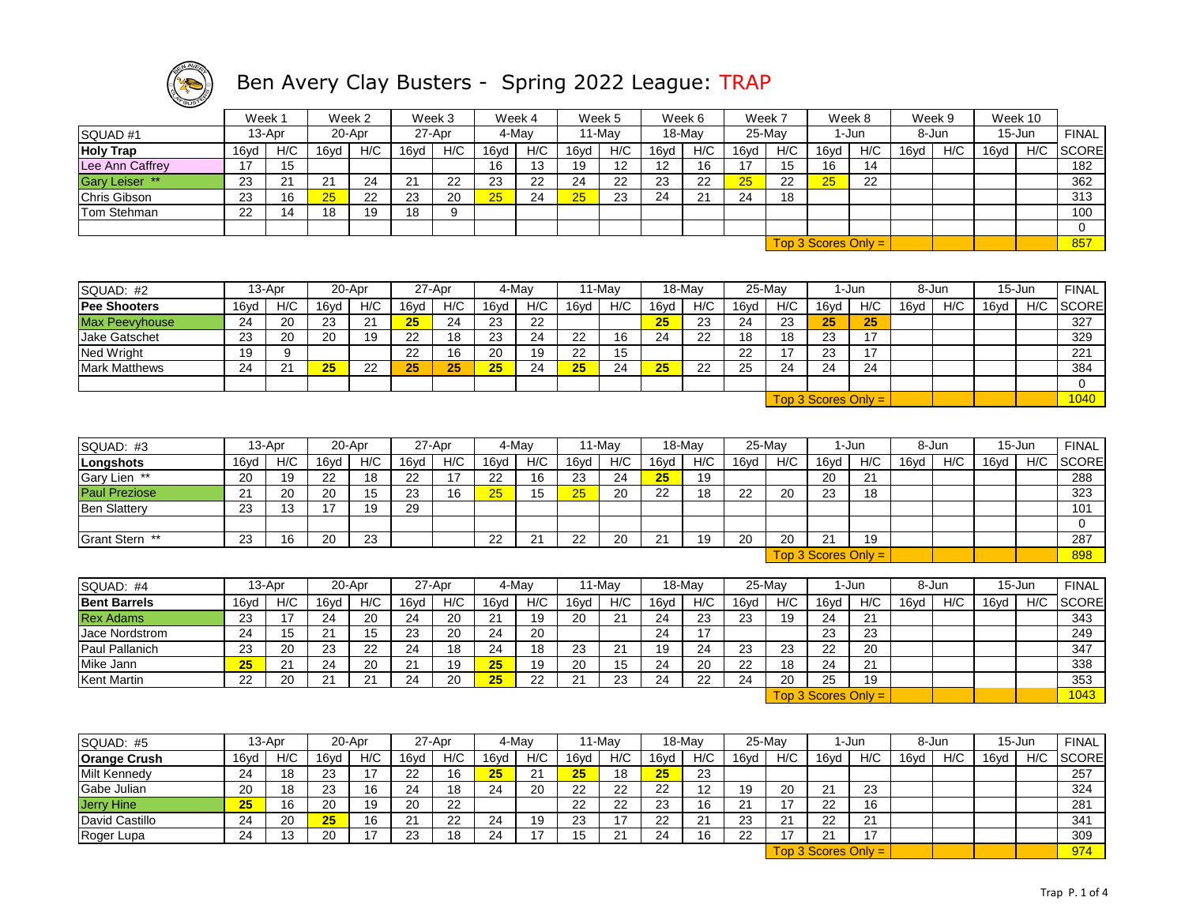# Ben Avery Clay Busters - Spring 2022 League: TRAP

| | Week 1 | | Week 2 | | Week 3 | | Week 4 | | Week 5 | | Week 6 | | Week 7 | | Week 8 | | Week 9 | | Week 10 | | |
|---|---|---|---|---|---|---|---|---|---|---|---|---|---|---|---|---|---|---|---|---|---|
| SQUAD #1 | 13-Apr | | 20-Apr | | 27-Apr | | 4-May | | 11-May | | 18-May | | 25-May | | 1-Jun | | 8-Jun | | 15-Jun | | FINAL |
| **Holy Trap** | 16yd | H/C | 16yd | H/C | 16yd | H/C | 16yd | H/C | 16yd | H/C | 16yd | H/C | 16yd | H/C | 16yd | H/C | 16yd | H/C | 16yd | H/C | SCORE |
| Lee Ann Caffrey | 17 | 15 | | | | | 16 | 13 | 19 | 12 | 12 | 16 | 17 | 15 | 16 | 14 | | | | | 182 |
| Gary Leiser ** | 23 | 21 | 21 | 24 | 21 | 22 | 23 | 22 | 24 | 22 | 23 | 22 | 25 | 22 | 25 | 22 | | | | | 362 |
| Chris Gibson | 23 | 16 | 25 | 22 | 23 | 20 | 25 | 24 | 25 | 23 | 24 | 21 | 24 | 18 | | | | | | | 313 |
| Tom Stehman | 22 | 14 | 18 | 19 | 18 | 9 | | | | | | | | | | | | | | | 100 |
| | | | | | | | | | | | | | | | | | | | | | 0 |
| | | | | | | | | | | | | | | | Top 3 Scores Only = | | | | | | 857 |

| SQUAD: #2 | 13-Apr | | 20-Apr | | 27-Apr | | 4-May | | 11-May | | 18-May | | 25-May | | 1-Jun | | 8-Jun | | 15-Jun | | FINAL |
|---|---|---|---|---|---|---|---|---|---|---|---|---|---|---|---|---|---|---|---|---|---|
| **Pee Shooters** | 16yd | H/C | 16yd | H/C | 16yd | H/C | 16yd | H/C | 16yd | H/C | 16yd | H/C | 16yd | H/C | 16yd | H/C | 16yd | H/C | 16yd | H/C | SCORE |
| Max Peevyhouse | 24 | 20 | 23 | 21 | 25 | 24 | 23 | 22 | | | 25 | 23 | 24 | 23 | 25 | 25 | | | | | 327 |
| Jake Gatschet | 23 | 20 | 20 | 19 | 22 | 18 | 23 | 24 | 22 | 16 | 24 | 22 | 18 | 18 | 23 | 17 | | | | | 329 |
| Ned Wright | 19 | 9 | | | 22 | 16 | 20 | 19 | 22 | 15 | | | 22 | 17 | 23 | 17 | | | | | 221 |
| Mark Matthews | 24 | 21 | 25 | 22 | 25 | 25 | 25 | 24 | 25 | 24 | 25 | 22 | 25 | 24 | 24 | 24 | | | | | 384 |
| | | | | | | | | | | | | | | | | | | | | | 0 |
| | | | | | | | | | | | | | | | Top 3 Scores Only = | | | | | | 1040 |

| SQUAD: #3 | 13-Apr | | 20-Apr | | 27-Apr | | 4-May | | 11-May | | 18-May | | 25-May | | 1-Jun | | 8-Jun | | 15-Jun | | FINAL |
|---|---|---|---|---|---|---|---|---|---|---|---|---|---|---|---|---|---|---|---|---|---|
| **Longshots** | 16yd | H/C | 16yd | H/C | 16yd | H/C | 16yd | H/C | 16yd | H/C | 16yd | H/C | 16yd | H/C | 16yd | H/C | 16yd | H/C | 16yd | H/C | SCORE |
| Gary Lien ** | 20 | 19 | 22 | 18 | 22 | 17 | 22 | 16 | 23 | 24 | 25 | 19 | | | 20 | 21 | | | | | 288 |
| Paul Preziose | 21 | 20 | 20 | 15 | 23 | 16 | 25 | 15 | 25 | 20 | 22 | 18 | 22 | 20 | 23 | 18 | | | | | 323 |
| Ben Slattery | 23 | 13 | 17 | 19 | 29 | | | | | | | | | | | | | | | | 101 |
| | | | | | | | | | | | | | | | | | | | | | 0 |
| Grant Stern ** | 23 | 16 | 20 | 23 | | | 22 | 21 | 22 | 20 | 21 | 19 | 20 | 20 | 21 | 19 | | | | | 287 |
| | | | | | | | | | | | | | | | Top 3 Scores Only = | | | | | | 898 |

| SQUAD: #4 | 13-Apr | | 20-Apr | | 27-Apr | | 4-May | | 11-May | | 18-May | | 25-May | | 1-Jun | | 8-Jun | | 15-Jun | | FINAL |
|---|---|---|---|---|---|---|---|---|---|---|---|---|---|---|---|---|---|---|---|---|---|
| **Bent Barrels** | 16yd | H/C | 16yd | H/C | 16yd | H/C | 16yd | H/C | 16yd | H/C | 16yd | H/C | 16yd | H/C | 16yd | H/C | 16yd | H/C | 16yd | H/C | SCORE |
| Rex Adams | 23 | 17 | 24 | 20 | 24 | 20 | 21 | 19 | 20 | 21 | 24 | 23 | 23 | 19 | 24 | 21 | | | | | 343 |
| Jace Nordstrom | 24 | 15 | 21 | 15 | 23 | 20 | 24 | 20 | | | 24 | 17 | | | 23 | 23 | | | | | 249 |
| Paul Pallanich | 23 | 20 | 23 | 22 | 24 | 18 | 24 | 18 | 23 | 21 | 19 | 24 | 23 | 23 | 22 | 20 | | | | | 347 |
| Mike Jann | 25 | 21 | 24 | 20 | 21 | 19 | 25 | 19 | 20 | 15 | 24 | 20 | 22 | 18 | 24 | 21 | | | | | 338 |
| Kent Martin | 22 | 20 | 21 | 21 | 24 | 20 | 25 | 22 | 21 | 23 | 24 | 22 | 24 | 20 | 25 | 19 | | | | | 353 |
| | | | | | | | | | | | | | | | Top 3 Scores Only = | | | | | | 1043 |

| SQUAD: #5 | 13-Apr | | 20-Apr | | 27-Apr | | 4-May | | 11-May | | 18-May | | 25-May | | 1-Jun | | 8-Jun | | 15-Jun | | FINAL |
|---|---|---|---|---|---|---|---|---|---|---|---|---|---|---|---|---|---|---|---|---|---|
| **Orange Crush** | 16yd | H/C | 16yd | H/C | 16yd | H/C | 16yd | H/C | 16yd | H/C | 16yd | H/C | 16yd | H/C | 16yd | H/C | 16yd | H/C | 16yd | H/C | SCORE |
| Milt Kennedy | 24 | 18 | 23 | 17 | 22 | 16 | 25 | 21 | 25 | 18 | 25 | 23 | | | | | | | | | 257 |
| Gabe Julian | 20 | 18 | 23 | 16 | 24 | 18 | 24 | 20 | 22 | 22 | 22 | 12 | 19 | 20 | 21 | 23 | | | | | 324 |
| Jerry Hine | 25 | 16 | 20 | 19 | 20 | 22 | | | 22 | 22 | 23 | 16 | 21 | 17 | 22 | 16 | | | | | 281 |
| David Castillo | 24 | 20 | 25 | 16 | 21 | 22 | 24 | 19 | 23 | 17 | 22 | 21 | 23 | 21 | 22 | 21 | | | | | 341 |
| Roger Lupa | 24 | 13 | 20 | 17 | 23 | 18 | 24 | 17 | 15 | 21 | 24 | 16 | 22 | 17 | 21 | 17 | | | | | 309 |
| | | | | | | | | | | | | | | | Top 3 Scores Only = | | | | | | 974 |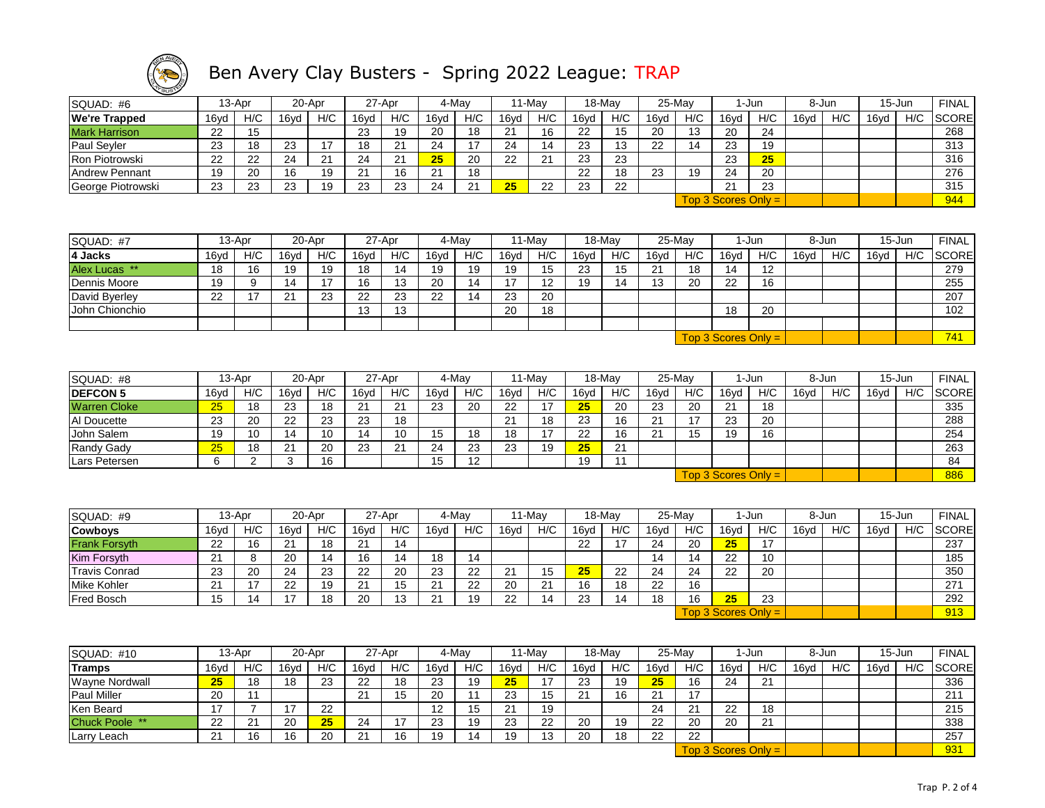# Ben Avery Clay Busters - Spring 2022 League: TRAP

| SQUAD: #6 | 13-Apr | | 20-Apr | | 27-Apr | | 4-May | | 11-May | | 18-May | | 25-May | | 1-Jun | | 8-Jun | | 15-Jun | | FINAL |
|---|---|---|---|---|---|---|---|---|---|---|---|---|---|---|---|---|---|---|---|---|---|
| **We're Trapped** | 16yd | H/C | 16yd | H/C | 16yd | H/C | 16yd | H/C | 16yd | H/C | 16yd | H/C | 16yd | H/C | 16yd | H/C | 16yd | H/C | 16yd | H/C | SCORE |
| Mark Harrison | 22 | 15 | | | 23 | 19 | 20 | 18 | 21 | 16 | 22 | 15 | 20 | 13 | 20 | 24 | | | | | 268 |
| Paul Seyler | 23 | 18 | 23 | 17 | 18 | 21 | 24 | 17 | 24 | 14 | 23 | 13 | 22 | 14 | 23 | 19 | | | | | 313 |
| Ron Piotrowski | 22 | 22 | 24 | 21 | 24 | 21 | **25** | 20 | 22 | 21 | 23 | 23 | | | 23 | **25** | | | | | 316 |
| Andrew Pennant | 19 | 20 | 16 | 19 | 21 | 16 | 21 | 18 | | | 22 | 18 | 23 | 19 | 24 | 20 | | | | | 276 |
| George Piotrowski | 23 | 23 | 23 | 19 | 23 | 23 | 24 | 21 | **25** | 22 | 23 | 22 | | | 21 | 23 | | | | | 315 |
| | | | | | | | | | | | | | Top 3 Scores Only = | | | | | | | | 944 |

| SQUAD: #7 | 13-Apr | | 20-Apr | | 27-Apr | | 4-May | | 11-May | | 18-May | | 25-May | | 1-Jun | | 8-Jun | | 15-Jun | | FINAL |
|---|---|---|---|---|---|---|---|---|---|---|---|---|---|---|---|---|---|---|---|---|---|
| **4 Jacks** | 16yd | H/C | 16yd | H/C | 16yd | H/C | 16yd | H/C | 16yd | H/C | 16yd | H/C | 16yd | H/C | 16yd | H/C | 16yd | H/C | 16yd | H/C | SCORE |
| Alex Lucas ** | 18 | 16 | 19 | 19 | 18 | 14 | 19 | 19 | 19 | 15 | 23 | 15 | 21 | 18 | 14 | 12 | | | | | 279 |
| Dennis Moore | 19 | 9 | 14 | 17 | 16 | 13 | 20 | 14 | 17 | 12 | 19 | 14 | 13 | 20 | 22 | 16 | | | | | 255 |
| David Byerley | 22 | 17 | 21 | 23 | 22 | 23 | 22 | 14 | 23 | 20 | | | | | | | | | | | 207 |
| John Chionchio | | | | | 13 | 13 | | | 20 | 18 | | | | | 18 | 20 | | | | | 102 |
| | | | | | | | | | | | | | | | | | | | | | |
| | | | | | | | | | | | | | Top 3 Scores Only = | | | | | | | | 741 |

| SQUAD: #8 | 13-Apr | | 20-Apr | | 27-Apr | | 4-May | | 11-May | | 18-May | | 25-May | | 1-Jun | | 8-Jun | | 15-Jun | | FINAL |
|---|---|---|---|---|---|---|---|---|---|---|---|---|---|---|---|---|---|---|---|---|---|
| **DEFCON 5** | 16yd | H/C | 16yd | H/C | 16yd | H/C | 16yd | H/C | 16yd | H/C | 16yd | H/C | 16yd | H/C | 16yd | H/C | 16yd | H/C | 16yd | H/C | SCORE |
| Warren Cloke | **25** | 18 | 23 | 18 | 21 | 21 | 23 | 20 | 22 | 17 | **25** | 20 | 23 | 20 | 21 | 18 | | | | | 335 |
| Al Doucette | 23 | 20 | 22 | 23 | 23 | 18 | | | 21 | 18 | 23 | 16 | 21 | 17 | 23 | 20 | | | | | 288 |
| John Salem | 19 | 10 | 14 | 10 | 14 | 10 | 15 | 18 | 18 | 17 | 22 | 16 | 21 | 15 | 19 | 16 | | | | | 254 |
| Randy Gady | **25** | 18 | 21 | 20 | 23 | 21 | 24 | 23 | 23 | 19 | **25** | 21 | | | | | | | | | 263 |
| Lars Petersen | 6 | 2 | 3 | 16 | | | 15 | 12 | | | 19 | 11 | | | | | | | | | 84 |
| | | | | | | | | | | | | | Top 3 Scores Only = | | | | | | | | 886 |

| SQUAD: #9 | 13-Apr | | 20-Apr | | 27-Apr | | 4-May | | 11-May | | 18-May | | 25-May | | 1-Jun | | 8-Jun | | 15-Jun | | FINAL |
|---|---|---|---|---|---|---|---|---|---|---|---|---|---|---|---|---|---|---|---|---|---|
| **Cowboys** | 16yd | H/C | 16yd | H/C | 16yd | H/C | 16yd | H/C | 16yd | H/C | 16yd | H/C | 16yd | H/C | 16yd | H/C | 16yd | H/C | 16yd | H/C | SCORE |
| Frank Forsyth | 22 | 16 | 21 | 18 | 21 | 14 | | | | | 22 | 17 | 24 | 20 | **25** | 17 | | | | | 237 |
| Kim Forsyth | 21 | 8 | 20 | 14 | 16 | 14 | 18 | 14 | | | | | 14 | 14 | 22 | 10 | | | | | 185 |
| Travis Conrad | 23 | 20 | 24 | 23 | 22 | 20 | 23 | 22 | 21 | 15 | **25** | 22 | 24 | 24 | 22 | 20 | | | | | 350 |
| Mike Kohler | 21 | 17 | 22 | 19 | 21 | 15 | 21 | 22 | 20 | 21 | 16 | 18 | 22 | 16 | | | | | | | 271 |
| Fred Bosch | 15 | 14 | 17 | 18 | 20 | 13 | 21 | 19 | 22 | 14 | 23 | 14 | 18 | 16 | **25** | 23 | | | | | 292 |
| | | | | | | | | | | | | | Top 3 Scores Only = | | | | | | | | 913 |

| SQUAD: #10 | 13-Apr | | 20-Apr | | 27-Apr | | 4-May | | 11-May | | 18-May | | 25-May | | 1-Jun | | 8-Jun | | 15-Jun | | FINAL |
|---|---|---|---|---|---|---|---|---|---|---|---|---|---|---|---|---|---|---|---|---|---|
| **Tramps** | 16yd | H/C | 16yd | H/C | 16yd | H/C | 16yd | H/C | 16yd | H/C | 16yd | H/C | 16yd | H/C | 16yd | H/C | 16yd | H/C | 16yd | H/C | SCORE |
| Wayne Nordwall | **25** | 18 | 18 | 23 | 22 | 18 | 23 | 19 | **25** | 17 | 23 | 19 | **25** | 16 | 24 | 21 | | | | | 336 |
| Paul Miller | 20 | 11 | | | 21 | 15 | 20 | 11 | 23 | 15 | 21 | 16 | 21 | 17 | | | | | | | 211 |
| Ken Beard | 17 | 7 | 17 | 22 | | | 12 | 15 | 21 | 19 | | | 24 | 21 | 22 | 18 | | | | | 215 |
| Chuck Poole ** | 22 | 21 | 20 | **25** | 24 | 17 | 23 | 19 | 23 | 22 | 20 | 19 | 22 | 20 | 20 | 21 | | | | | 338 |
| Larry Leach | 21 | 16 | 16 | 20 | 21 | 16 | 19 | 14 | 19 | 13 | 20 | 18 | 22 | 22 | | | | | | | 257 |
| | | | | | | | | | | | | | Top 3 Scores Only = | | | | | | | | 931 |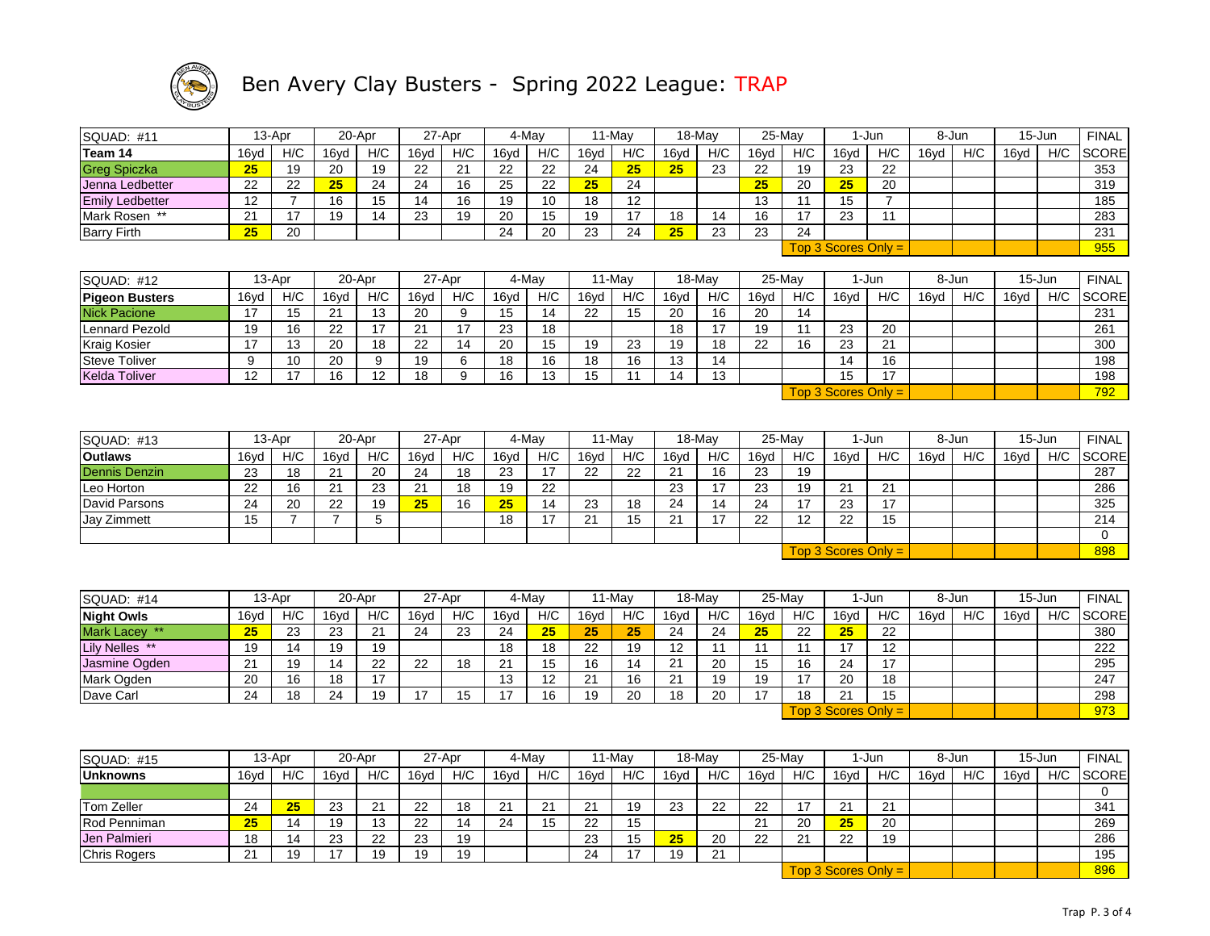# Ben Avery Clay Busters - Spring 2022 League: TRAP

| SQUAD: #11 | 13-Apr | | 20-Apr | | 27-Apr | | 4-May | | 11-May | | 18-May | | 25-May | | 1-Jun | | 8-Jun | | 15-Jun | | FINAL |
|---|---|---|---|---|---|---|---|---|---|---|---|---|---|---|---|---|---|---|---|---|---|
| **Team 14** | 16yd | H/C | 16yd | H/C | 16yd | H/C | 16yd | H/C | 16yd | H/C | 16yd | H/C | 16yd | H/C | 16yd | H/C | 16yd | H/C | 16yd | H/C | SCORE |
| Greg Spiczka | 25 | 19 | 20 | 19 | 22 | 21 | 22 | 22 | 24 | 25 | 25 | 23 | 22 | 19 | 23 | 22 | | | | | 353 |
| Jenna Ledbetter | 22 | 22 | 25 | 24 | 24 | 16 | 25 | 22 | 25 | 24 | | | 25 | 20 | 25 | 20 | | | | | 319 |
| Emily Ledbetter | 12 | 7 | 16 | 15 | 14 | 16 | 19 | 10 | 18 | 12 | | | 13 | 11 | 15 | 7 | | | | | 185 |
| Mark Rosen ** | 21 | 17 | 19 | 14 | 23 | 19 | 20 | 15 | 19 | 17 | 18 | 14 | 16 | 17 | 23 | 11 | | | | | 283 |
| Barry Firth | 25 | 20 | | | | | 24 | 20 | 23 | 24 | 25 | 23 | 23 | 24 | | | | | | | 231 |
| | | | | | | | | | | | | | Top 3 Scores Only = | | | | | | | | 955 |

| SQUAD: #12 | 13-Apr | | 20-Apr | | 27-Apr | | 4-May | | 11-May | | 18-May | | 25-May | | 1-Jun | | 8-Jun | | 15-Jun | | FINAL |
|---|---|---|---|---|---|---|---|---|---|---|---|---|---|---|---|---|---|---|---|---|---|
| **Pigeon Busters** | 16yd | H/C | 16yd | H/C | 16yd | H/C | 16yd | H/C | 16yd | H/C | 16yd | H/C | 16yd | H/C | 16yd | H/C | 16yd | H/C | 16yd | H/C | SCORE |
| Nick Pacione | 17 | 15 | 21 | 13 | 20 | 9 | 15 | 14 | 22 | 15 | 20 | 16 | 20 | 14 | | | | | | | 231 |
| Lennard Pezold | 19 | 16 | 22 | 17 | 21 | 17 | 23 | 18 | | | 18 | 17 | 19 | 11 | 23 | 20 | | | | | 261 |
| Kraig Kosier | 17 | 13 | 20 | 18 | 22 | 14 | 20 | 15 | 19 | 23 | 19 | 18 | 22 | 16 | 23 | 21 | | | | | 300 |
| Steve Toliver | 9 | 10 | 20 | 9 | 19 | 6 | 18 | 16 | 18 | 16 | 13 | 14 | | | 14 | 16 | | | | | 198 |
| Kelda Toliver | 12 | 17 | 16 | 12 | 18 | 9 | 16 | 13 | 15 | 11 | 14 | 13 | | | 15 | 17 | | | | | 198 |
| | | | | | | | | | | | | | Top 3 Scores Only = | | | | | | | | 792 |

| SQUAD: #13 | 13-Apr | | 20-Apr | | 27-Apr | | 4-May | | 11-May | | 18-May | | 25-May | | 1-Jun | | 8-Jun | | 15-Jun | | FINAL |
|---|---|---|---|---|---|---|---|---|---|---|---|---|---|---|---|---|---|---|---|---|---|
| **Outlaws** | 16yd | H/C | 16yd | H/C | 16yd | H/C | 16yd | H/C | 16yd | H/C | 16yd | H/C | 16yd | H/C | 16yd | H/C | 16yd | H/C | 16yd | H/C | SCORE |
| Dennis Denzin | 23 | 18 | 21 | 20 | 24 | 18 | 23 | 17 | 22 | 22 | 21 | 16 | 23 | 19 | | | | | | | 287 |
| Leo Horton | 22 | 16 | 21 | 23 | 21 | 18 | 19 | 22 | | | 23 | 17 | 23 | 19 | 21 | 21 | | | | | 286 |
| David Parsons | 24 | 20 | 22 | 19 | 25 | 16 | 25 | 14 | 23 | 18 | 24 | 14 | 24 | 17 | 23 | 17 | | | | | 325 |
| Jay Zimmett | 15 | 7 | 7 | 5 | | | 18 | 17 | 21 | 15 | 21 | 17 | 22 | 12 | 22 | 15 | | | | | 214 |
| | | | | | | | | | | | | | | | | | | | | | 0 |
| | | | | | | | | | | | | | Top 3 Scores Only = | | | | | | | | 898 |

| SQUAD: #14 | 13-Apr | | 20-Apr | | 27-Apr | | 4-May | | 11-May | | 18-May | | 25-May | | 1-Jun | | 8-Jun | | 15-Jun | | FINAL |
|---|---|---|---|---|---|---|---|---|---|---|---|---|---|---|---|---|---|---|---|---|---|
| **Night Owls** | 16yd | H/C | 16yd | H/C | 16yd | H/C | 16yd | H/C | 16yd | H/C | 16yd | H/C | 16yd | H/C | 16yd | H/C | 16yd | H/C | 16yd | H/C | SCORE |
| Mark Lacey ** | 25 | 23 | 23 | 21 | 24 | 23 | 24 | 25 | 25 | 25 | 24 | 24 | 25 | 22 | 25 | 22 | | | | | 380 |
| Lily Nelles ** | 19 | 14 | 19 | 19 | | | 18 | 18 | 22 | 19 | 12 | 11 | 11 | 11 | 17 | 12 | | | | | 222 |
| Jasmine Ogden | 21 | 19 | 14 | 22 | 22 | 18 | 21 | 15 | 16 | 14 | 21 | 20 | 15 | 16 | 24 | 17 | | | | | 295 |
| Mark Ogden | 20 | 16 | 18 | 17 | | | 13 | 12 | 21 | 16 | 21 | 19 | 19 | 17 | 20 | 18 | | | | | 247 |
| Dave Carl | 24 | 18 | 24 | 19 | 17 | 15 | 17 | 16 | 19 | 20 | 18 | 20 | 17 | 18 | 21 | 15 | | | | | 298 |
| | | | | | | | | | | | | | Top 3 Scores Only = | | | | | | | | 973 |

| SQUAD: #15 | 13-Apr | | 20-Apr | | 27-Apr | | 4-May | | 11-May | | 18-May | | 25-May | | 1-Jun | | 8-Jun | | 15-Jun | | FINAL |
|---|---|---|---|---|---|---|---|---|---|---|---|---|---|---|---|---|---|---|---|---|---|
| **Unknowns** | 16yd | H/C | 16yd | H/C | 16yd | H/C | 16yd | H/C | 16yd | H/C | 16yd | H/C | 16yd | H/C | 16yd | H/C | 16yd | H/C | 16yd | H/C | SCORE |
| | | | | | | | | | | | | | | | | | | | | | 0 |
| Tom Zeller | 24 | 25 | 23 | 21 | 22 | 18 | 21 | 21 | 21 | 19 | 23 | 22 | 22 | 17 | 21 | 21 | | | | | 341 |
| Rod Penniman | 25 | 14 | 19 | 13 | 22 | 14 | 24 | 15 | 22 | 15 | | | 21 | 20 | 25 | 20 | | | | | 269 |
| Jen Palmieri | 18 | 14 | 23 | 22 | 23 | 19 | | | 23 | 15 | 25 | 20 | 22 | 21 | 22 | 19 | | | | | 286 |
| Chris Rogers | 21 | 19 | 17 | 19 | 19 | 19 | | | 24 | 17 | 19 | 21 | | | | | | | | | 195 |
| | | | | | | | | | | | | | Top 3 Scores Only = | | | | | | | | 896 |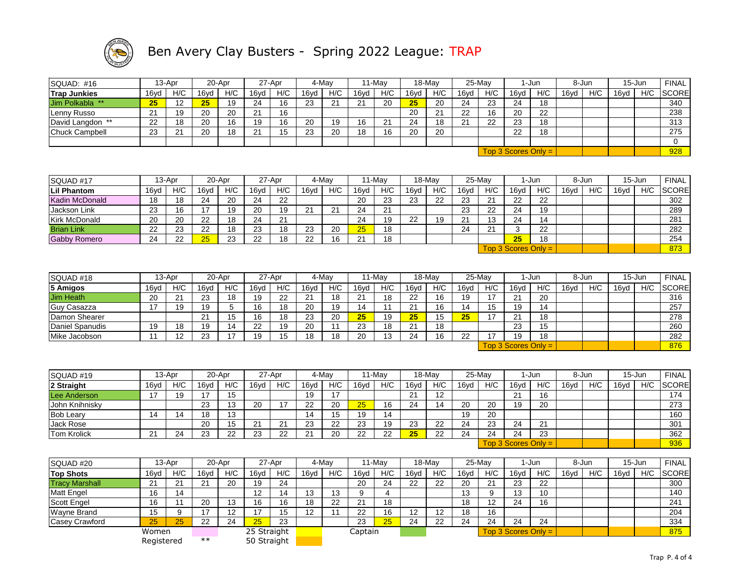# Ben Avery Clay Busters - Spring 2022 League: TRAP

| SQUAD: #16 | 13-Apr | | 20-Apr | | 27-Apr | | 4-May | | 11-May | | 18-May | | 25-May | | 1-Jun | | 8-Jun | | 15-Jun | | FINAL |
|---|---|---|---|---|---|---|---|---|---|---|---|---|---|---|---|---|---|---|---|---|---|
| **Trap Junkies** | 16yd | H/C | 16yd | H/C | 16yd | H/C | 16yd | H/C | 16yd | H/C | 16yd | H/C | 16yd | H/C | 16yd | H/C | 16yd | H/C | 16yd | H/C | SCORE |
| Jim Polkabla ** | 25 | 12 | 25 | 19 | 24 | 16 | 23 | 21 | 21 | 20 | 25 | 20 | 24 | 23 | 24 | 18 | | | | | 340 |
| Lenny Russo | 21 | 19 | 20 | 20 | 21 | 16 | | | | | 20 | 21 | 22 | 16 | 20 | 22 | | | | | 238 |
| David Langdon ** | 22 | 18 | 20 | 16 | 19 | 16 | 20 | 19 | 16 | 21 | 24 | 18 | 21 | 22 | 23 | 18 | | | | | 313 |
| Chuck Campbell | 23 | 21 | 20 | 18 | 21 | 15 | 23 | 20 | 18 | 16 | 20 | 20 | | | 22 | 18 | | | | | 275 |
| | | | | | | | | | | | | | | | | | | | | | 0 |
| | | | | | | | | | | | | | Top 3 Scores Only = | | | | | | | | 928 |

| SQUAD #17 | 13-Apr | | 20-Apr | | 27-Apr | | 4-May | | 11-May | | 18-May | | 25-May | | 1-Jun | | 8-Jun | | 15-Jun | | FINAL |
|---|---|---|---|---|---|---|---|---|---|---|---|---|---|---|---|---|---|---|---|---|---|
| **Lil Phantom** | 16yd | H/C | 16yd | H/C | 16yd | H/C | 16yd | H/C | 16yd | H/C | 16yd | H/C | 16yd | H/C | 16yd | H/C | 16yd | H/C | 16yd | H/C | SCORE |
| Kadin McDonald | 18 | 18 | 24 | 20 | 24 | 22 | | | 20 | 23 | 23 | 22 | 23 | 21 | 22 | 22 | | | | | 302 |
| Jackson Link | 23 | 16 | 17 | 19 | 20 | 19 | 21 | 21 | 24 | 21 | | | 23 | 22 | 24 | 19 | | | | | 289 |
| Kirk McDonald | 20 | 20 | 22 | 18 | 24 | 21 | | | 24 | 19 | 22 | 19 | 21 | 13 | 24 | 14 | | | | | 281 |
| Brian Link | 22 | 23 | 22 | 18 | 23 | 18 | 23 | 20 | 25 | 18 | | | 24 | 21 | 3 | 22 | | | | | 282 |
| Gabby Romero | 24 | 22 | 25 | 23 | 22 | 18 | 22 | 16 | 21 | 18 | | | | | 25 | 18 | | | | | 254 |
| | | | | | | | | | | | | | Top 3 Scores Only = | | | | | | | | 873 |

| SQUAD #18 | 13-Apr | | 20-Apr | | 27-Apr | | 4-May | | 11-May | | 18-May | | 25-May | | 1-Jun | | 8-Jun | | 15-Jun | | FINAL |
|---|---|---|---|---|---|---|---|---|---|---|---|---|---|---|---|---|---|---|---|---|---|
| **5 Amigos** | 16yd | H/C | 16yd | H/C | 16yd | H/C | 16yd | H/C | 16yd | H/C | 16yd | H/C | 16yd | H/C | 16yd | H/C | 16yd | H/C | 16yd | H/C | SCORE |
| Jim Heath | 20 | 21 | 23 | 18 | 19 | 22 | 21 | 18 | 21 | 18 | 22 | 16 | 19 | 17 | 21 | 20 | | | | | 316 |
| Guy Casazza | 17 | 19 | 19 | 5 | 16 | 18 | 20 | 19 | 14 | 11 | 21 | 16 | 14 | 15 | 19 | 14 | | | | | 257 |
| Damon Shearer | | | 21 | 15 | 16 | 18 | 23 | 20 | 25 | 19 | 25 | 15 | 25 | 17 | 21 | 18 | | | | | 278 |
| Daniel Spanudis | 19 | 18 | 19 | 14 | 22 | 19 | 20 | 11 | 23 | 18 | 21 | 18 | | | 23 | 15 | | | | | 260 |
| Mike Jacobson | 11 | 12 | 23 | 17 | 19 | 15 | 18 | 18 | 20 | 13 | 24 | 16 | 22 | 17 | 19 | 18 | | | | | 282 |
| | | | | | | | | | | | | | Top 3 Scores Only = | | | | | | | | 876 |

| SQUAD #19 | 13-Apr | | 20-Apr | | 27-Apr | | 4-May | | 11-May | | 18-May | | 25-May | | 1-Jun | | 8-Jun | | 15-Jun | | FINAL |
|---|---|---|---|---|---|---|---|---|---|---|---|---|---|---|---|---|---|---|---|---|---|
| **2 Straight** | 16yd | H/C | 16yd | H/C | 16yd | H/C | 16yd | H/C | 16yd | H/C | 16yd | H/C | 16yd | H/C | 16yd | H/C | 16yd | H/C | 16yd | H/C | SCORE |
| Lee Anderson | 17 | 19 | 17 | 15 | | | 19 | 17 | | | 21 | 12 | | | 21 | 16 | | | | | 174 |
| John Knihnisky | | | 23 | 13 | 20 | 17 | 22 | 20 | 25 | 16 | 24 | 14 | 20 | 20 | 19 | 20 | | | | | 273 |
| Bob Leary | 14 | 14 | 18 | 13 | | | 14 | 15 | 19 | 14 | | | 19 | 20 | | | | | | | 160 |
| Jack Rose | | | 20 | 15 | 21 | 21 | 23 | 22 | 23 | 19 | 23 | 22 | 24 | 23 | 24 | 21 | | | | | 301 |
| Tom Krolick | 21 | 24 | 23 | 22 | 23 | 22 | 21 | 20 | 22 | 22 | 25 | 22 | 24 | 24 | 24 | 23 | | | | | 362 |
| | | | | | | | | | | | | | Top 3 Scores Only = | | | | | | | | 936 |

| SQUAD #20 | 13-Apr | | 20-Apr | | 27-Apr | | 4-May | | 11-May | | 18-May | | 25-May | | 1-Jun | | 8-Jun | | 15-Jun | | FINAL |
|---|---|---|---|---|---|---|---|---|---|---|---|---|---|---|---|---|---|---|---|---|---|
| **Top Shots** | 16yd | H/C | 16yd | H/C | 16yd | H/C | 16yd | H/C | 16yd | H/C | 16yd | H/C | 16yd | H/C | 16yd | H/C | 16yd | H/C | 16yd | H/C | SCORE |
| Tracy Marshall | 21 | 21 | 21 | 20 | 19 | 24 | | | 20 | 24 | 22 | 22 | 20 | 21 | 23 | 22 | | | | | 300 |
| Matt Engel | 16 | 14 | | | 12 | 14 | 13 | 13 | 9 | 4 | | | 13 | 9 | 13 | 10 | | | | | 140 |
| Scott Engel | 16 | 11 | 20 | 13 | 16 | 16 | 18 | 22 | 21 | 18 | | | 18 | 12 | 24 | 16 | | | | | 241 |
| Wayne Brand | 15 | 9 | 17 | 12 | 17 | 15 | 12 | 11 | 22 | 16 | 12 | 12 | 18 | 16 | | | | | | | 204 |
| Casey Crawford | 25 | 25 | 22 | 24 | 25 | 23 | | | 23 | 25 | 24 | 22 | 24 | 24 | 24 | 24 | | | | | 334 |
| | | | | | | | | | | | | | Top 3 Scores Only = | | | | | | | | 875 |

Legend: Women (pink) · 25 Straight (yellow) · Captain (green) · Registered: ** · 50 Straight (orange)